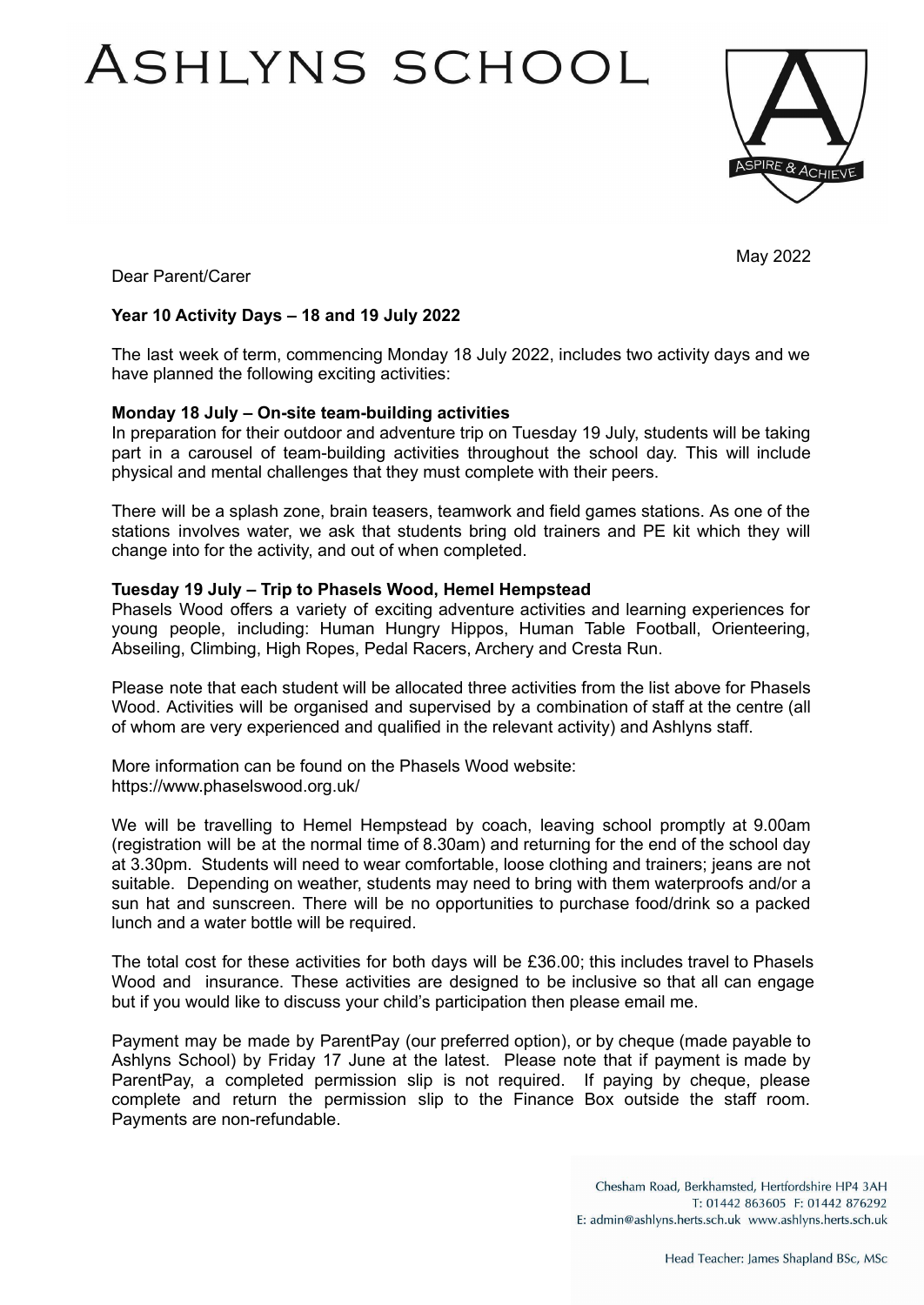# ASHLYNS SCHOOL

May 2022

Dear Parent/Carer

**Year 10 Activity Days – 18 and 19 July 2022**

The last week of term, commencing Monday 18 July 2022, includes two activity days and we have planned the following exciting activities:

**Monday 18 July – On-site team-building activities**
In preparation for their outdoor and adventure trip on Tuesday 19 July, students will be taking part in a carousel of team-building activities throughout the school day. This will include physical and mental challenges that they must complete with their peers.

There will be a splash zone, brain teasers, teamwork and field games stations. As one of the stations involves water, we ask that students bring old trainers and PE kit which they will change into for the activity, and out of when completed.

**Tuesday 19 July – Trip to Phasels Wood, Hemel Hempstead**
Phasels Wood offers a variety of exciting adventure activities and learning experiences for young people, including: Human Hungry Hippos, Human Table Football, Orienteering, Abseiling, Climbing, High Ropes, Pedal Racers, Archery and Cresta Run.

Please note that each student will be allocated three activities from the list above for Phasels Wood. Activities will be organised and supervised by a combination of staff at the centre (all of whom are very experienced and qualified in the relevant activity) and Ashlyns staff.

More information can be found on the Phasels Wood website:
https://www.phaselswood.org.uk/

We will be travelling to Hemel Hempstead by coach, leaving school promptly at 9.00am (registration will be at the normal time of 8.30am) and returning for the end of the school day at 3.30pm. Students will need to wear comfortable, loose clothing and trainers; jeans are not suitable. Depending on weather, students may need to bring with them waterproofs and/or a sun hat and sunscreen. There will be no opportunities to purchase food/drink so a packed lunch and a water bottle will be required.

The total cost for these activities for both days will be £36.00; this includes travel to Phasels Wood and insurance. These activities are designed to be inclusive so that all can engage but if you would like to discuss your child's participation then please email me.

Payment may be made by ParentPay (our preferred option), or by cheque (made payable to Ashlyns School) by Friday 17 June at the latest. Please note that if payment is made by ParentPay, a completed permission slip is not required. If paying by cheque, please complete and return the permission slip to the Finance Box outside the staff room. Payments are non-refundable.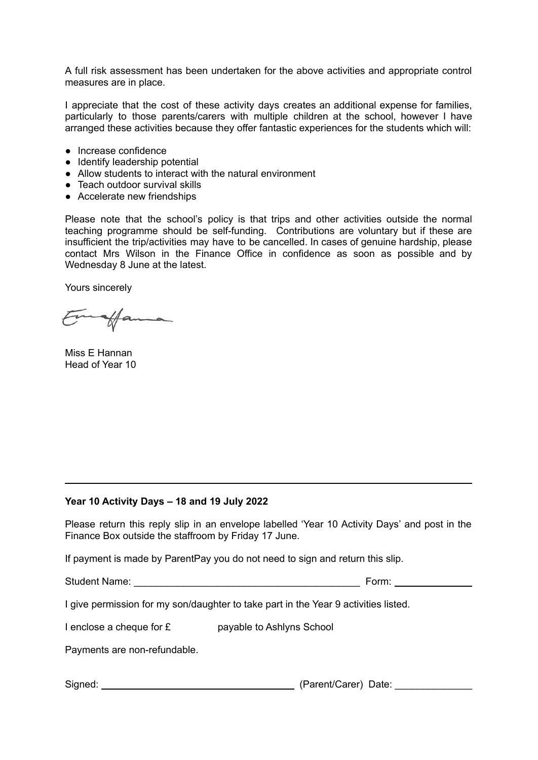A full risk assessment has been undertaken for the above activities and appropriate control measures are in place.

I appreciate that the cost of these activity days creates an additional expense for families, particularly to those parents/carers with multiple children at the school, however I have arranged these activities because they offer fantastic experiences for the students which will:

- Increase confidence
- Identify leadership potential
- Allow students to interact with the natural environment
- Teach outdoor survival skills
- Accelerate new friendships

Please note that the school's policy is that trips and other activities outside the normal teaching programme should be self-funding. Contributions are voluntary but if these are insufficient the trip/activities may have to be cancelled. In cases of genuine hardship, please contact Mrs Wilson in the Finance Office in confidence as soon as possible and by Wednesday 8 June at the latest.

Yours sincerely

Miss E Hannan
Head of Year 10

---

**Year 10 Activity Days – 18 and 19 July 2022**

Please return this reply slip in an envelope labelled 'Year 10 Activity Days' and post in the Finance Box outside the staffroom by Friday 17 June.

If payment is made by ParentPay you do not need to sign and return this slip.

Student Name: ________________________________________ Form: ______________

I give permission for my son/daughter to take part in the Year 9 activities listed.

I enclose a cheque for £ payable to Ashlyns School

Payments are non-refundable.

Signed: ___________________________________ (Parent/Carer) Date: ______________